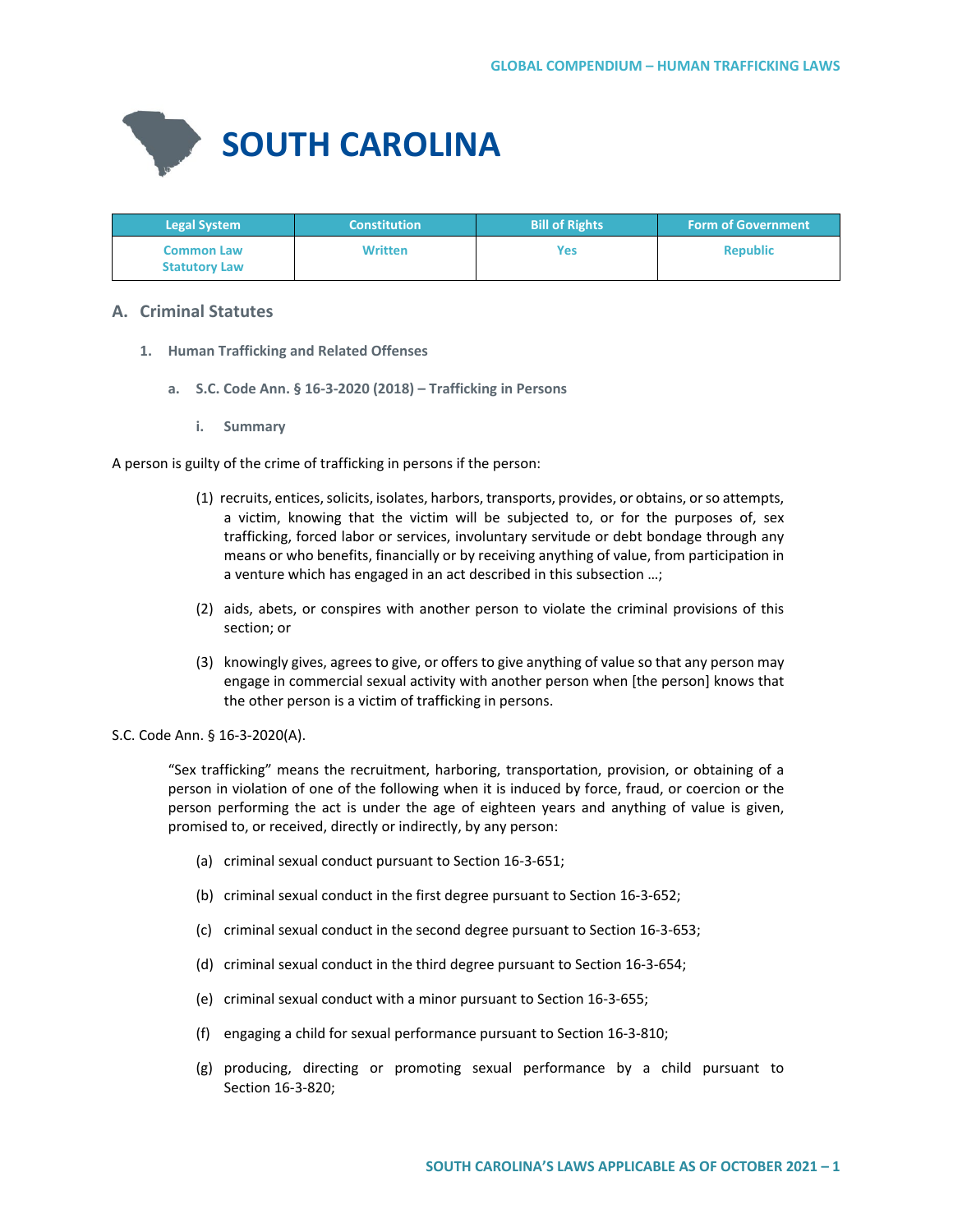# SOUTH CAROLINA

| Legal System | Constitution | Bill of Rights | Form of Government |
| --- | --- | --- | --- |
| Common Law Statutory Law | Written | Yes | Republic |

## A. Criminal Statutes

### 1. Human Trafficking and Related Offenses

#### a. S.C. Code Ann. § 16-3-2020 (2018) – Trafficking in Persons

##### i. Summary

A person is guilty of the crime of trafficking in persons if the person:

> (1) recruits, entices, solicits, isolates, harbors, transports, provides, or obtains, or so attempts, a victim, knowing that the victim will be subjected to, or for the purposes of, sex trafficking, forced labor or services, involuntary servitude or debt bondage through any means or who benefits, financially or by receiving anything of value, from participation in a venture which has engaged in an act described in this subsection …;
>
> (2) aids, abets, or conspires with another person to violate the criminal provisions of this section; or
>
> (3) knowingly gives, agrees to give, or offers to give anything of value so that any person may engage in commercial sexual activity with another person when [the person] knows that the other person is a victim of trafficking in persons.

S.C. Code Ann. § 16-3-2020(A).

> "Sex trafficking" means the recruitment, harboring, transportation, provision, or obtaining of a person in violation of one of the following when it is induced by force, fraud, or coercion or the person performing the act is under the age of eighteen years and anything of value is given, promised to, or received, directly or indirectly, by any person:
>
> (a) criminal sexual conduct pursuant to Section 16-3-651;
>
> (b) criminal sexual conduct in the first degree pursuant to Section 16-3-652;
>
> (c) criminal sexual conduct in the second degree pursuant to Section 16-3-653;
>
> (d) criminal sexual conduct in the third degree pursuant to Section 16-3-654;
>
> (e) criminal sexual conduct with a minor pursuant to Section 16-3-655;
>
> (f) engaging a child for sexual performance pursuant to Section 16-3-810;
>
> (g) producing, directing or promoting sexual performance by a child pursuant to Section 16-3-820;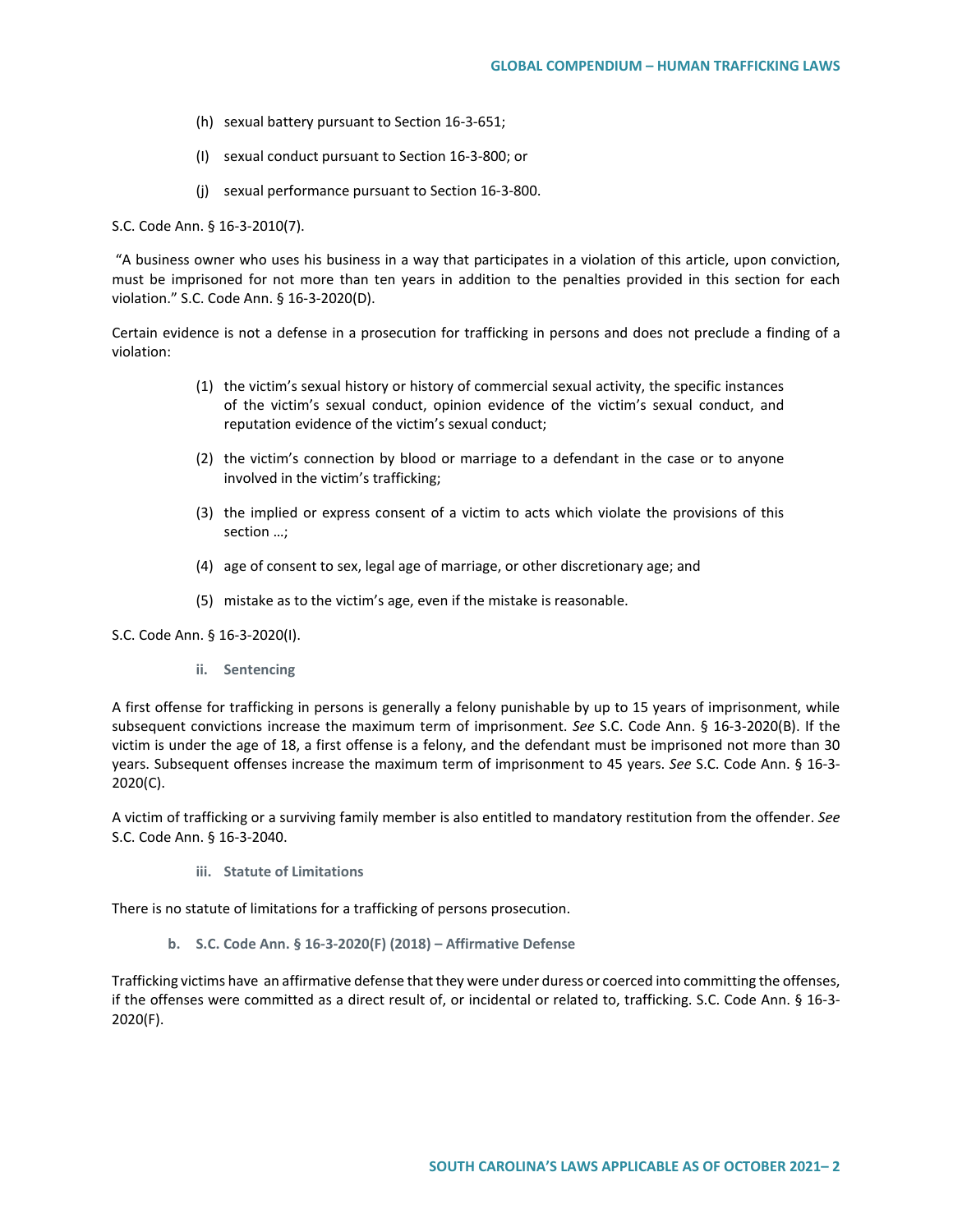(h) sexual battery pursuant to Section 16-3-651;

(I) sexual conduct pursuant to Section 16-3-800; or

(j) sexual performance pursuant to Section 16-3-800.

S.C. Code Ann. § 16-3-2010(7).

"A business owner who uses his business in a way that participates in a violation of this article, upon conviction, must be imprisoned for not more than ten years in addition to the penalties provided in this section for each violation." S.C. Code Ann. § 16-3-2020(D).

Certain evidence is not a defense in a prosecution for trafficking in persons and does not preclude a finding of a violation:

(1) the victim's sexual history or history of commercial sexual activity, the specific instances of the victim's sexual conduct, opinion evidence of the victim's sexual conduct, and reputation evidence of the victim's sexual conduct;

(2) the victim's connection by blood or marriage to a defendant in the case or to anyone involved in the victim's trafficking;

(3) the implied or express consent of a victim to acts which violate the provisions of this section …;

(4) age of consent to sex, legal age of marriage, or other discretionary age; and

(5) mistake as to the victim's age, even if the mistake is reasonable.

S.C. Code Ann. § 16-3-2020(I).

#### ii. Sentencing

A first offense for trafficking in persons is generally a felony punishable by up to 15 years of imprisonment, while subsequent convictions increase the maximum term of imprisonment. *See* S.C. Code Ann. § 16-3-2020(B). If the victim is under the age of 18, a first offense is a felony, and the defendant must be imprisoned not more than 30 years. Subsequent offenses increase the maximum term of imprisonment to 45 years. *See* S.C. Code Ann. § 16-3-2020(C).

A victim of trafficking or a surviving family member is also entitled to mandatory restitution from the offender. *See* S.C. Code Ann. § 16-3-2040.

#### iii. Statute of Limitations

There is no statute of limitations for a trafficking of persons prosecution.

### b. S.C. Code Ann. § 16-3-2020(F) (2018) – Affirmative Defense

Trafficking victims have an affirmative defense that they were under duress or coerced into committing the offenses, if the offenses were committed as a direct result of, or incidental or related to, trafficking. S.C. Code Ann. § 16-3-2020(F).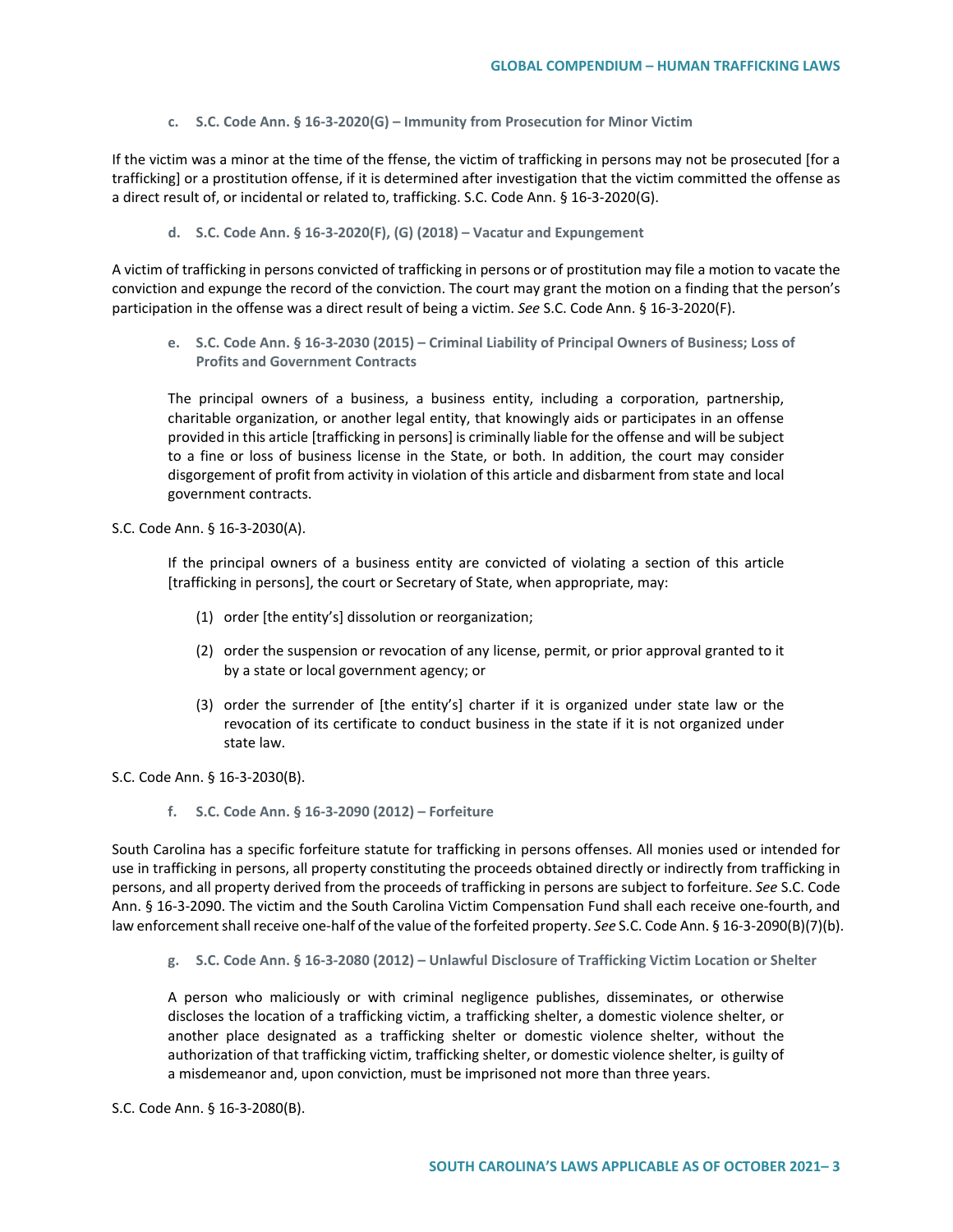### c. S.C. Code Ann. § 16-3-2020(G) – Immunity from Prosecution for Minor Victim

If the victim was a minor at the time of the ffense, the victim of trafficking in persons may not be prosecuted [for a trafficking] or a prostitution offense, if it is determined after investigation that the victim committed the offense as a direct result of, or incidental or related to, trafficking. S.C. Code Ann. § 16-3-2020(G).

### d. S.C. Code Ann. § 16-3-2020(F), (G) (2018) – Vacatur and Expungement

A victim of trafficking in persons convicted of trafficking in persons or of prostitution may file a motion to vacate the conviction and expunge the record of the conviction. The court may grant the motion on a finding that the person's participation in the offense was a direct result of being a victim. *See* S.C. Code Ann. § 16-3-2020(F).

### e. S.C. Code Ann. § 16-3-2030 (2015) – Criminal Liability of Principal Owners of Business; Loss of Profits and Government Contracts

> The principal owners of a business, a business entity, including a corporation, partnership, charitable organization, or another legal entity, that knowingly aids or participates in an offense provided in this article [trafficking in persons] is criminally liable for the offense and will be subject to a fine or loss of business license in the State, or both. In addition, the court may consider disgorgement of profit from activity in violation of this article and disbarment from state and local government contracts.

S.C. Code Ann. § 16-3-2030(A).

> If the principal owners of a business entity are convicted of violating a section of this article [trafficking in persons], the court or Secretary of State, when appropriate, may:
>
> (1) order [the entity's] dissolution or reorganization;
>
> (2) order the suspension or revocation of any license, permit, or prior approval granted to it by a state or local government agency; or
>
> (3) order the surrender of [the entity's] charter if it is organized under state law or the revocation of its certificate to conduct business in the state if it is not organized under state law.

S.C. Code Ann. § 16-3-2030(B).

### f. S.C. Code Ann. § 16-3-2090 (2012) – Forfeiture

South Carolina has a specific forfeiture statute for trafficking in persons offenses. All monies used or intended for use in trafficking in persons, all property constituting the proceeds obtained directly or indirectly from trafficking in persons, and all property derived from the proceeds of trafficking in persons are subject to forfeiture. *See* S.C. Code Ann. § 16-3-2090. The victim and the South Carolina Victim Compensation Fund shall each receive one-fourth, and law enforcement shall receive one-half of the value of the forfeited property. *See* S.C. Code Ann. § 16-3-2090(B)(7)(b).

### g. S.C. Code Ann. § 16-3-2080 (2012) – Unlawful Disclosure of Trafficking Victim Location or Shelter

> A person who maliciously or with criminal negligence publishes, disseminates, or otherwise discloses the location of a trafficking victim, a trafficking shelter, a domestic violence shelter, or another place designated as a trafficking shelter or domestic violence shelter, without the authorization of that trafficking victim, trafficking shelter, or domestic violence shelter, is guilty of a misdemeanor and, upon conviction, must be imprisoned not more than three years.

S.C. Code Ann. § 16-3-2080(B).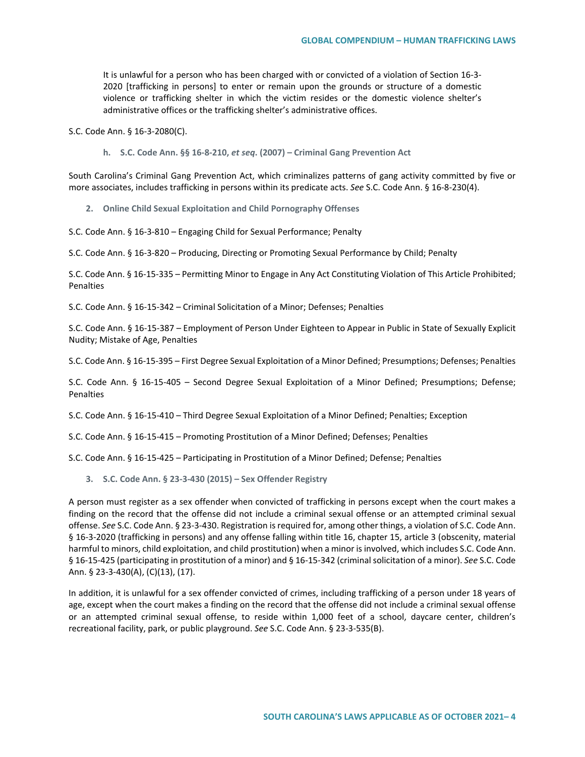> It is unlawful for a person who has been charged with or convicted of a violation of Section 16-3-2020 [trafficking in persons] to enter or remain upon the grounds or structure of a domestic violence or trafficking shelter in which the victim resides or the domestic violence shelter's administrative offices or the trafficking shelter's administrative offices.

S.C. Code Ann. § 16-3-2080(C).

#### h. S.C. Code Ann. §§ 16-8-210, *et seq*. (2007) – Criminal Gang Prevention Act

South Carolina's Criminal Gang Prevention Act, which criminalizes patterns of gang activity committed by five or more associates, includes trafficking in persons within its predicate acts. *See* S.C. Code Ann. § 16-8-230(4).

### 2. Online Child Sexual Exploitation and Child Pornography Offenses

S.C. Code Ann. § 16-3-810 – Engaging Child for Sexual Performance; Penalty

S.C. Code Ann. § 16-3-820 – Producing, Directing or Promoting Sexual Performance by Child; Penalty

S.C. Code Ann. § 16-15-335 – Permitting Minor to Engage in Any Act Constituting Violation of This Article Prohibited; Penalties

S.C. Code Ann. § 16-15-342 – Criminal Solicitation of a Minor; Defenses; Penalties

S.C. Code Ann. § 16-15-387 – Employment of Person Under Eighteen to Appear in Public in State of Sexually Explicit Nudity; Mistake of Age, Penalties

S.C. Code Ann. § 16-15-395 – First Degree Sexual Exploitation of a Minor Defined; Presumptions; Defenses; Penalties

S.C. Code Ann. § 16-15-405 – Second Degree Sexual Exploitation of a Minor Defined; Presumptions; Defense; Penalties

S.C. Code Ann. § 16-15-410 – Third Degree Sexual Exploitation of a Minor Defined; Penalties; Exception

S.C. Code Ann. § 16-15-415 – Promoting Prostitution of a Minor Defined; Defenses; Penalties

S.C. Code Ann. § 16-15-425 – Participating in Prostitution of a Minor Defined; Defense; Penalties

### 3. S.C. Code Ann. § 23-3-430 (2015) – Sex Offender Registry

A person must register as a sex offender when convicted of trafficking in persons except when the court makes a finding on the record that the offense did not include a criminal sexual offense or an attempted criminal sexual offense. *See* S.C. Code Ann. § 23-3-430. Registration is required for, among other things, a violation of S.C. Code Ann. § 16-3-2020 (trafficking in persons) and any offense falling within title 16, chapter 15, article 3 (obscenity, material harmful to minors, child exploitation, and child prostitution) when a minor is involved, which includes S.C. Code Ann. § 16-15-425 (participating in prostitution of a minor) and § 16-15-342 (criminal solicitation of a minor). *See* S.C. Code Ann. § 23-3-430(A), (C)(13), (17).

In addition, it is unlawful for a sex offender convicted of crimes, including trafficking of a person under 18 years of age, except when the court makes a finding on the record that the offense did not include a criminal sexual offense or an attempted criminal sexual offense, to reside within 1,000 feet of a school, daycare center, children's recreational facility, park, or public playground. *See* S.C. Code Ann. § 23-3-535(B).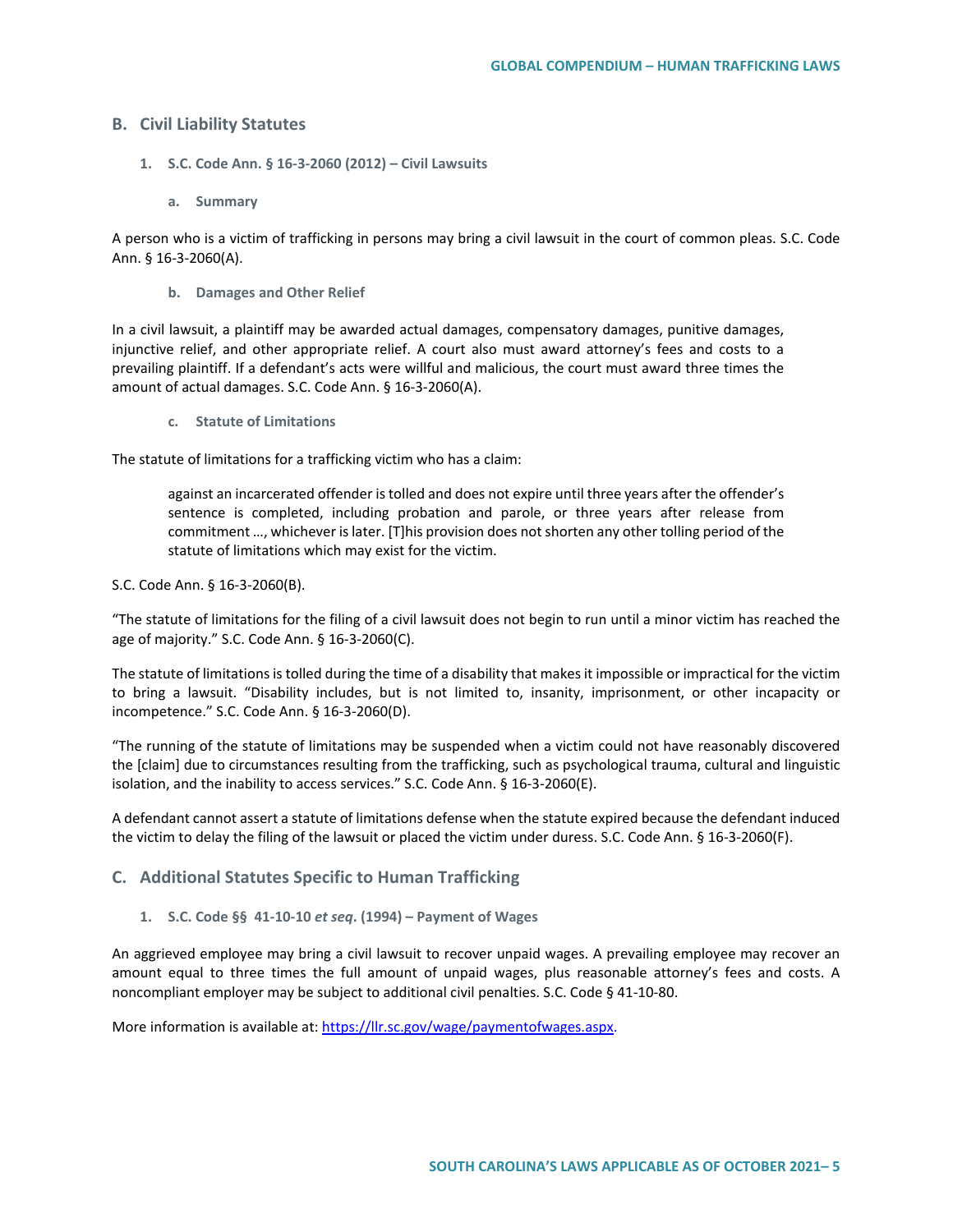## B. Civil Liability Statutes

### 1. S.C. Code Ann. § 16-3-2060 (2012) – Civil Lawsuits

#### a. Summary

A person who is a victim of trafficking in persons may bring a civil lawsuit in the court of common pleas. S.C. Code Ann. § 16-3-2060(A).

#### b. Damages and Other Relief

In a civil lawsuit, a plaintiff may be awarded actual damages, compensatory damages, punitive damages, injunctive relief, and other appropriate relief. A court also must award attorney's fees and costs to a prevailing plaintiff. If a defendant's acts were willful and malicious, the court must award three times the amount of actual damages. S.C. Code Ann. § 16-3-2060(A).

#### c. Statute of Limitations

The statute of limitations for a trafficking victim who has a claim:

> against an incarcerated offender is tolled and does not expire until three years after the offender's sentence is completed, including probation and parole, or three years after release from commitment …, whichever is later. [T]his provision does not shorten any other tolling period of the statute of limitations which may exist for the victim.

S.C. Code Ann. § 16-3-2060(B).

"The statute of limitations for the filing of a civil lawsuit does not begin to run until a minor victim has reached the age of majority." S.C. Code Ann. § 16-3-2060(C).

The statute of limitations is tolled during the time of a disability that makes it impossible or impractical for the victim to bring a lawsuit. "Disability includes, but is not limited to, insanity, imprisonment, or other incapacity or incompetence." S.C. Code Ann. § 16-3-2060(D).

"The running of the statute of limitations may be suspended when a victim could not have reasonably discovered the [claim] due to circumstances resulting from the trafficking, such as psychological trauma, cultural and linguistic isolation, and the inability to access services." S.C. Code Ann. § 16-3-2060(E).

A defendant cannot assert a statute of limitations defense when the statute expired because the defendant induced the victim to delay the filing of the lawsuit or placed the victim under duress. S.C. Code Ann. § 16-3-2060(F).

## C. Additional Statutes Specific to Human Trafficking

### 1. S.C. Code §§ 41-10-10 *et seq*. (1994) – Payment of Wages

An aggrieved employee may bring a civil lawsuit to recover unpaid wages. A prevailing employee may recover an amount equal to three times the full amount of unpaid wages, plus reasonable attorney's fees and costs. A noncompliant employer may be subject to additional civil penalties. S.C. Code § 41-10-80.

More information is available at: [https://llr.sc.gov/wage/paymentofwages.aspx](https://llr.sc.gov/wage/paymentofwages.aspx).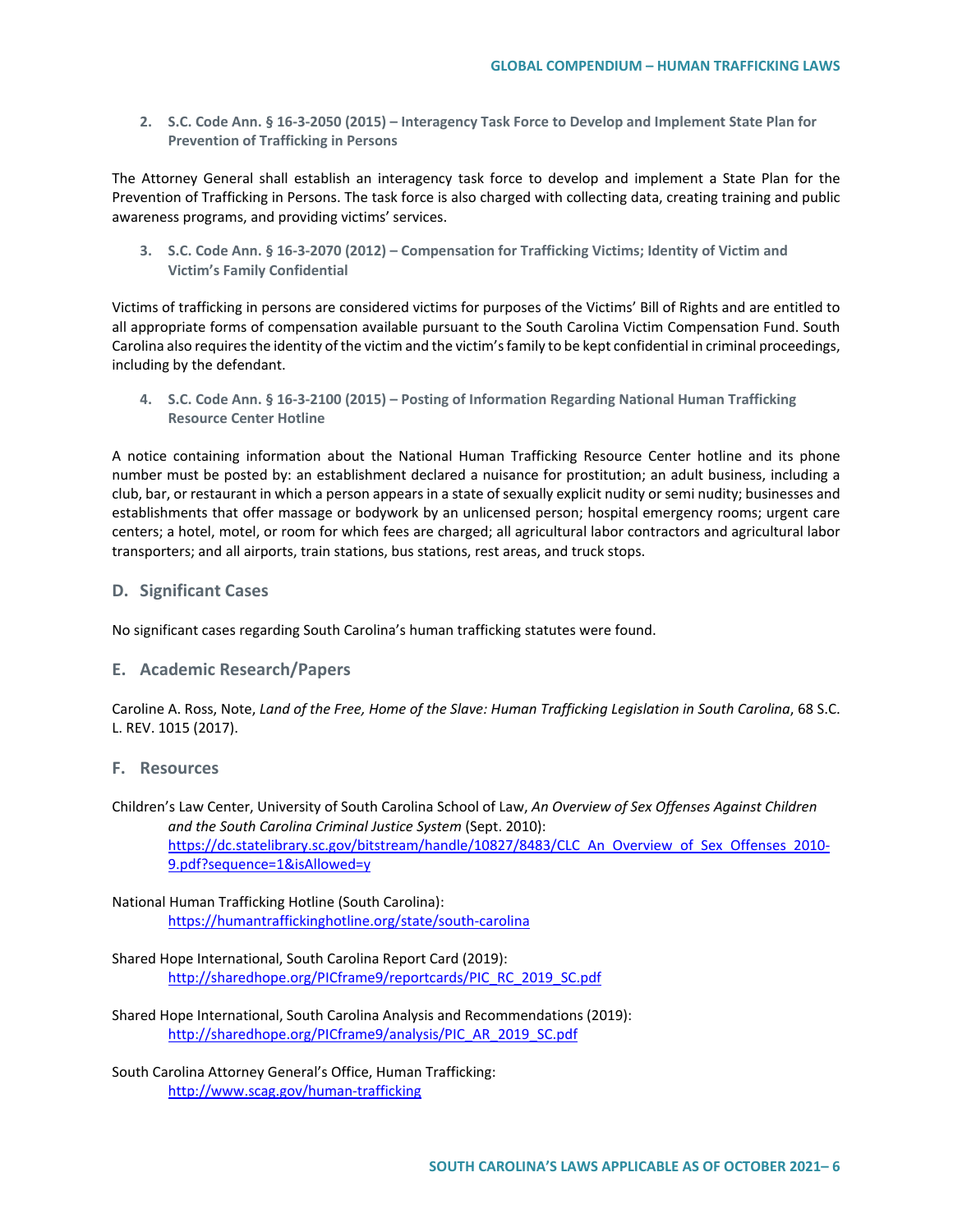2. **S.C. Code Ann. § 16-3-2050 (2015) – Interagency Task Force to Develop and Implement State Plan for Prevention of Trafficking in Persons**

The Attorney General shall establish an interagency task force to develop and implement a State Plan for the Prevention of Trafficking in Persons. The task force is also charged with collecting data, creating training and public awareness programs, and providing victims' services.

3. **S.C. Code Ann. § 16-3-2070 (2012) – Compensation for Trafficking Victims; Identity of Victim and Victim's Family Confidential**

Victims of trafficking in persons are considered victims for purposes of the Victims' Bill of Rights and are entitled to all appropriate forms of compensation available pursuant to the South Carolina Victim Compensation Fund. South Carolina also requires the identity of the victim and the victim's family to be kept confidential in criminal proceedings, including by the defendant.

4. **S.C. Code Ann. § 16-3-2100 (2015) – Posting of Information Regarding National Human Trafficking Resource Center Hotline**

A notice containing information about the National Human Trafficking Resource Center hotline and its phone number must be posted by: an establishment declared a nuisance for prostitution; an adult business, including a club, bar, or restaurant in which a person appears in a state of sexually explicit nudity or semi nudity; businesses and establishments that offer massage or bodywork by an unlicensed person; hospital emergency rooms; urgent care centers; a hotel, motel, or room for which fees are charged; all agricultural labor contractors and agricultural labor transporters; and all airports, train stations, bus stations, rest areas, and truck stops.

## D. Significant Cases

No significant cases regarding South Carolina's human trafficking statutes were found.

## E. Academic Research/Papers

Caroline A. Ross, Note, *Land of the Free, Home of the Slave: Human Trafficking Legislation in South Carolina*, 68 S.C. L. REV. 1015 (2017).

## F. Resources

Children's Law Center, University of South Carolina School of Law, *An Overview of Sex Offenses Against Children and the South Carolina Criminal Justice System* (Sept. 2010): https://dc.statelibrary.sc.gov/bitstream/handle/10827/8483/CLC_An_Overview_of_Sex_Offenses_2010-9.pdf?sequence=1&isAllowed=y

National Human Trafficking Hotline (South Carolina): https://humantraffickinghotline.org/state/south-carolina

Shared Hope International, South Carolina Report Card (2019): http://sharedhope.org/PICframe9/reportcards/PIC_RC_2019_SC.pdf

Shared Hope International, South Carolina Analysis and Recommendations (2019): http://sharedhope.org/PICframe9/analysis/PIC_AR_2019_SC.pdf

South Carolina Attorney General's Office, Human Trafficking: http://www.scag.gov/human-trafficking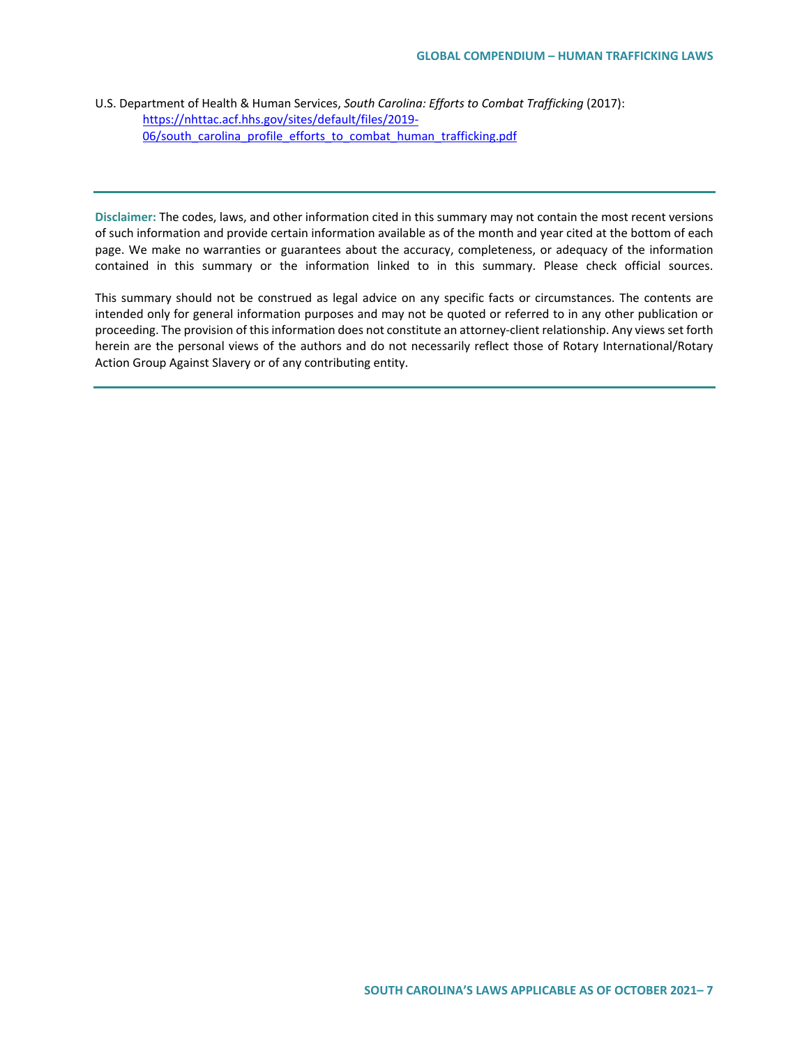U.S. Department of Health & Human Services, *South Carolina: Efforts to Combat Trafficking* (2017): https://nhttac.acf.hhs.gov/sites/default/files/2019-06/south_carolina_profile_efforts_to_combat_human_trafficking.pdf

---

**Disclaimer:** The codes, laws, and other information cited in this summary may not contain the most recent versions of such information and provide certain information available as of the month and year cited at the bottom of each page. We make no warranties or guarantees about the accuracy, completeness, or adequacy of the information contained in this summary or the information linked to in this summary. Please check official sources.

This summary should not be construed as legal advice on any specific facts or circumstances. The contents are intended only for general information purposes and may not be quoted or referred to in any other publication or proceeding. The provision of this information does not constitute an attorney-client relationship. Any views set forth herein are the personal views of the authors and do not necessarily reflect those of Rotary International/Rotary Action Group Against Slavery or of any contributing entity.

---